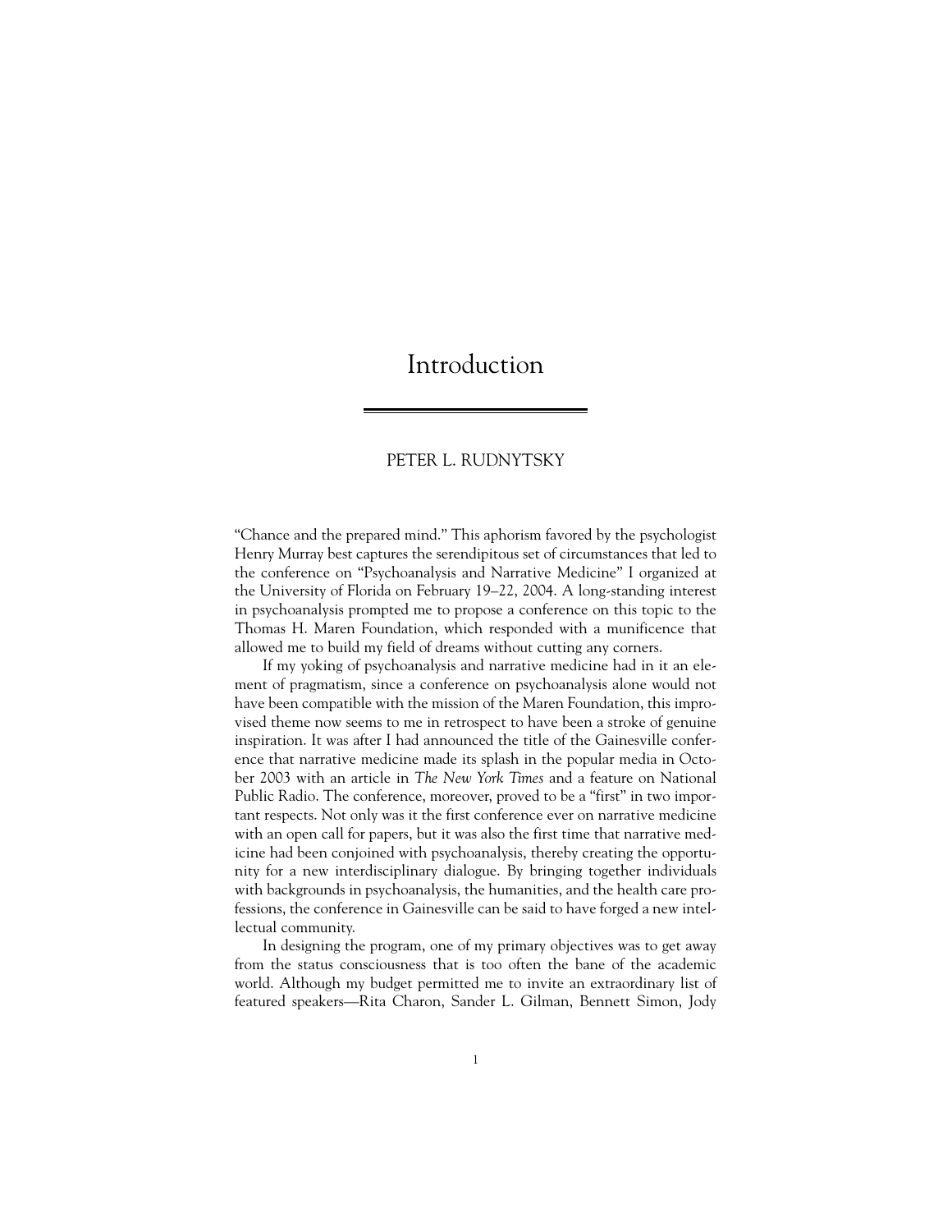# Introduction

PETER L. RUDNYTSKY

"Chance and the prepared mind." This aphorism favored by the psychologist Henry Murray best captures the serendipitous set of circumstances that led to the conference on "Psychoanalysis and Narrative Medicine" I organized at the University of Florida on February 19–22, 2004. A long-standing interest in psychoanalysis prompted me to propose a conference on this topic to the Thomas H. Maren Foundation, which responded with a munificence that allowed me to build my field of dreams without cutting any corners.

If my yoking of psychoanalysis and narrative medicine had in it an element of pragmatism, since a conference on psychoanalysis alone would not have been compatible with the mission of the Maren Foundation, this improvised theme now seems to me in retrospect to have been a stroke of genuine inspiration. It was after I had announced the title of the Gainesville conference that narrative medicine made its splash in the popular media in October 2003 with an article in *The New York Times* and a feature on National Public Radio. The conference, moreover, proved to be a "first" in two important respects. Not only was it the first conference ever on narrative medicine with an open call for papers, but it was also the first time that narrative medicine had been conjoined with psychoanalysis, thereby creating the opportunity for a new interdisciplinary dialogue. By bringing together individuals with backgrounds in psychoanalysis, the humanities, and the health care professions, the conference in Gainesville can be said to have forged a new intellectual community.

In designing the program, one of my primary objectives was to get away from the status consciousness that is too often the bane of the academic world. Although my budget permitted me to invite an extraordinary list of featured speakers—Rita Charon, Sander L. Gilman, Bennett Simon, Jody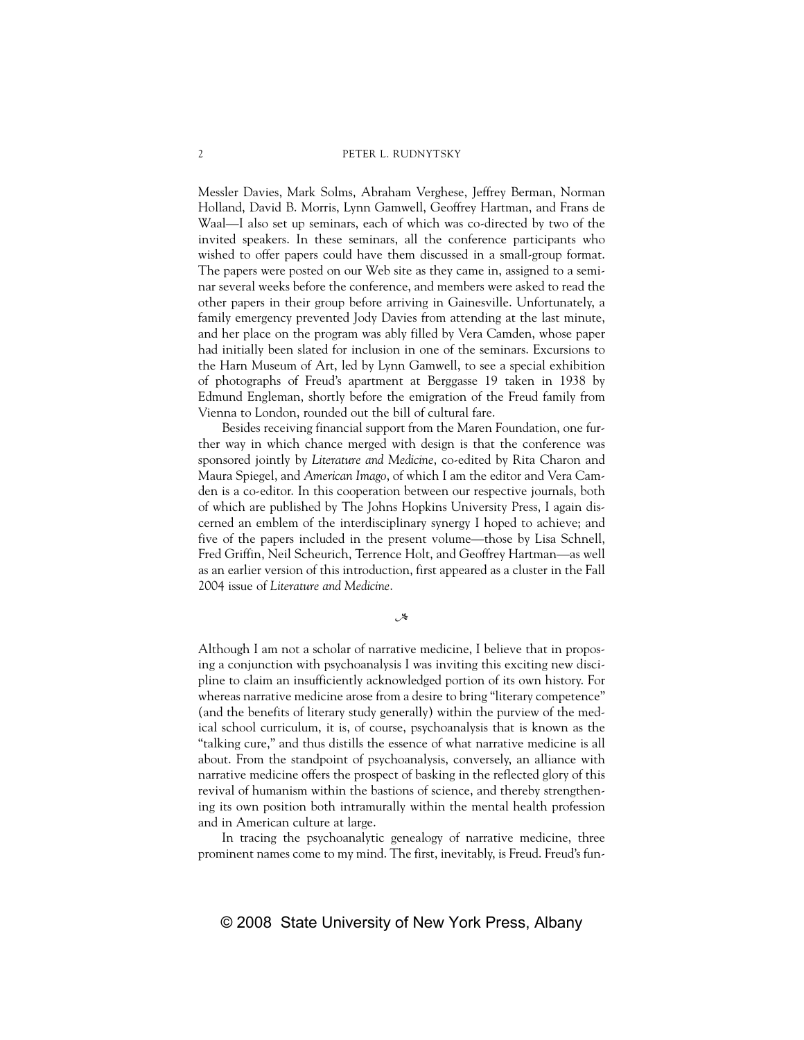Messler Davies, Mark Solms, Abraham Verghese, Jeffrey Berman, Norman Holland, David B. Morris, Lynn Gamwell, Geoffrey Hartman, and Frans de Waal—I also set up seminars, each of which was co-directed by two of the invited speakers. In these seminars, all the conference participants who wished to offer papers could have them discussed in a small-group format. The papers were posted on our Web site as they came in, assigned to a seminar several weeks before the conference, and members were asked to read the other papers in their group before arriving in Gainesville. Unfortunately, a family emergency prevented Jody Davies from attending at the last minute, and her place on the program was ably filled by Vera Camden, whose paper had initially been slated for inclusion in one of the seminars. Excursions to the Harn Museum of Art, led by Lynn Gamwell, to see a special exhibition of photographs of Freud's apartment at Berggasse 19 taken in 1938 by Edmund Engleman, shortly before the emigration of the Freud family from Vienna to London, rounded out the bill of cultural fare.

Besides receiving financial support from the Maren Foundation, one further way in which chance merged with design is that the conference was sponsored jointly by *Literature and Medicine*, co-edited by Rita Charon and Maura Spiegel, and *American Imago*, of which I am the editor and Vera Camden is a co-editor. In this cooperation between our respective journals, both of which are published by The Johns Hopkins University Press, I again discerned an emblem of the interdisciplinary synergy I hoped to achieve; and five of the papers included in the present volume—those by Lisa Schnell, Fred Griffin, Neil Scheurich, Terrence Holt, and Geoffrey Hartman—as well as an earlier version of this introduction, first appeared as a cluster in the Fall 2004 issue of *Literature and Medicine*.

❧

Although I am not a scholar of narrative medicine, I believe that in proposing a conjunction with psychoanalysis I was inviting this exciting new discipline to claim an insufficiently acknowledged portion of its own history. For whereas narrative medicine arose from a desire to bring "literary competence" (and the benefits of literary study generally) within the purview of the medical school curriculum, it is, of course, psychoanalysis that is known as the "talking cure," and thus distills the essence of what narrative medicine is all about. From the standpoint of psychoanalysis, conversely, an alliance with narrative medicine offers the prospect of basking in the reflected glory of this revival of humanism within the bastions of science, and thereby strengthening its own position both intramurally within the mental health profession and in American culture at large.

In tracing the psychoanalytic genealogy of narrative medicine, three prominent names come to my mind. The first, inevitably, is Freud. Freud's fun-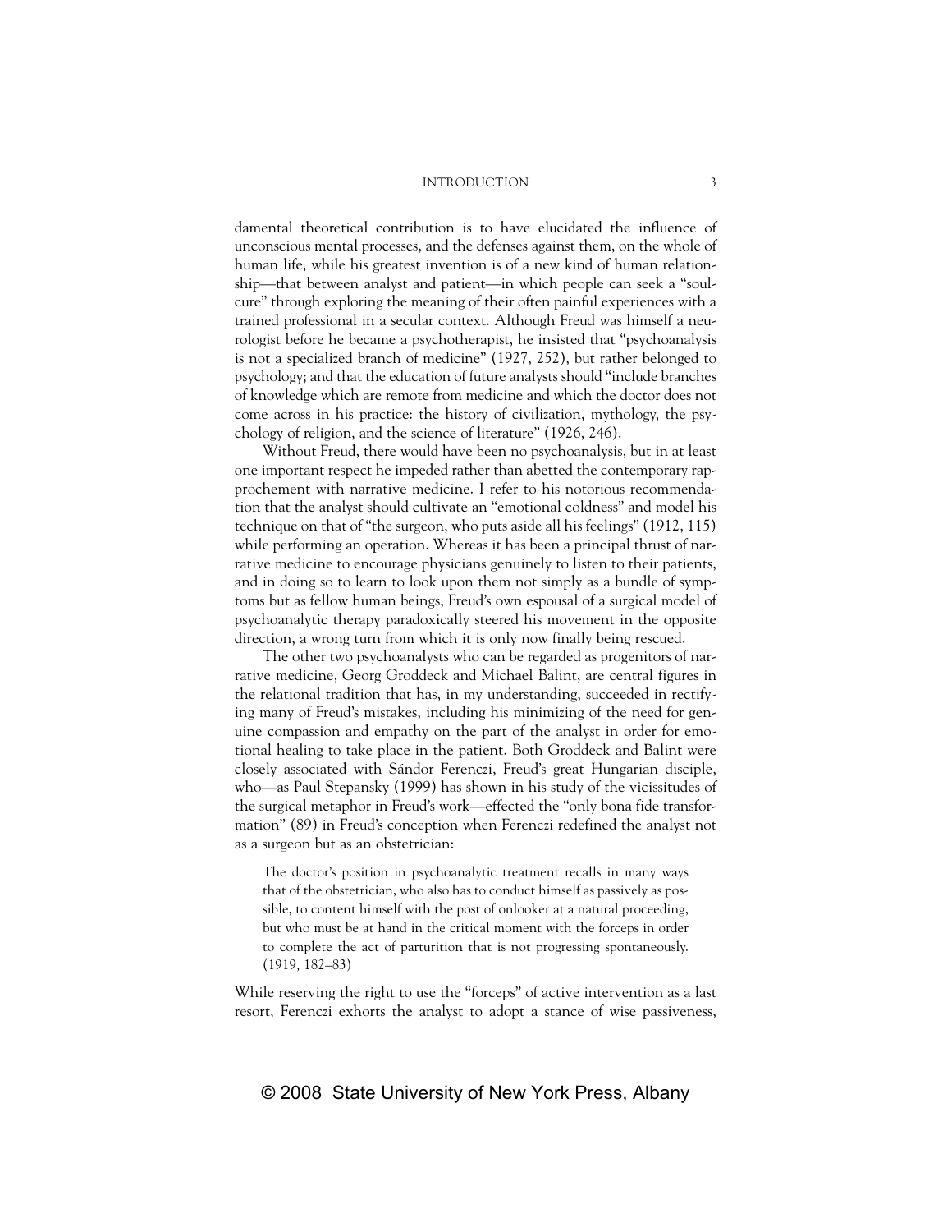damental theoretical contribution is to have elucidated the influence of unconscious mental processes, and the defenses against them, on the whole of human life, while his greatest invention is of a new kind of human relationship—that between analyst and patient—in which people can seek a "soul-cure" through exploring the meaning of their often painful experiences with a trained professional in a secular context. Although Freud was himself a neurologist before he became a psychotherapist, he insisted that "psychoanalysis is not a specialized branch of medicine" (1927, 252), but rather belonged to psychology; and that the education of future analysts should "include branches of knowledge which are remote from medicine and which the doctor does not come across in his practice: the history of civilization, mythology, the psychology of religion, and the science of literature" (1926, 246).

Without Freud, there would have been no psychoanalysis, but in at least one important respect he impeded rather than abetted the contemporary rapprochement with narrative medicine. I refer to his notorious recommendation that the analyst should cultivate an "emotional coldness" and model his technique on that of "the surgeon, who puts aside all his feelings" (1912, 115) while performing an operation. Whereas it has been a principal thrust of narrative medicine to encourage physicians genuinely to listen to their patients, and in doing so to learn to look upon them not simply as a bundle of symptoms but as fellow human beings, Freud's own espousal of a surgical model of psychoanalytic therapy paradoxically steered his movement in the opposite direction, a wrong turn from which it is only now finally being rescued.

The other two psychoanalysts who can be regarded as progenitors of narrative medicine, Georg Groddeck and Michael Balint, are central figures in the relational tradition that has, in my understanding, succeeded in rectifying many of Freud's mistakes, including his minimizing of the need for genuine compassion and empathy on the part of the analyst in order for emotional healing to take place in the patient. Both Groddeck and Balint were closely associated with Sándor Ferenczi, Freud's great Hungarian disciple, who—as Paul Stepansky (1999) has shown in his study of the vicissitudes of the surgical metaphor in Freud's work—effected the "only bona fide transformation" (89) in Freud's conception when Ferenczi redefined the analyst not as a surgeon but as an obstetrician:

> The doctor's position in psychoanalytic treatment recalls in many ways that of the obstetrician, who also has to conduct himself as passively as possible, to content himself with the post of onlooker at a natural proceeding, but who must be at hand in the critical moment with the forceps in order to complete the act of parturition that is not progressing spontaneously. (1919, 182–83)

While reserving the right to use the "forceps" of active intervention as a last resort, Ferenczi exhorts the analyst to adopt a stance of wise passiveness,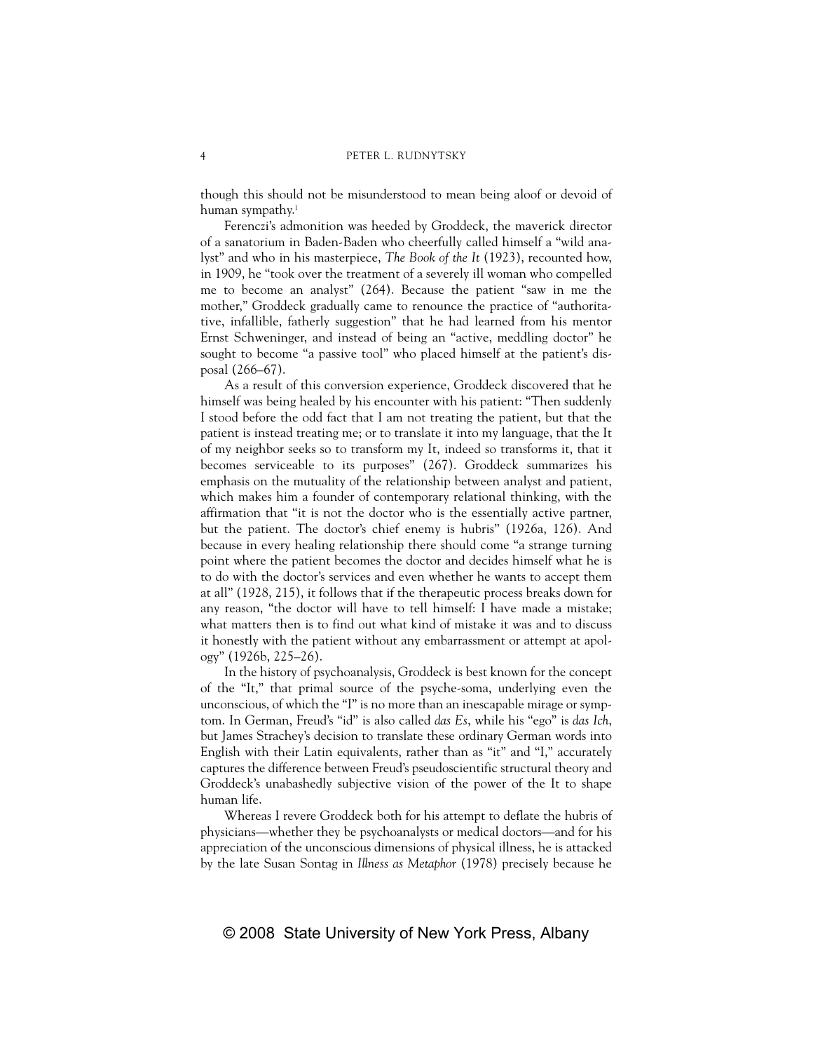though this should not be misunderstood to mean being aloof or devoid of human sympathy.[1]

Ferenczi's admonition was heeded by Groddeck, the maverick director of a sanatorium in Baden-Baden who cheerfully called himself a "wild analyst" and who in his masterpiece, *The Book of the It* (1923), recounted how, in 1909, he "took over the treatment of a severely ill woman who compelled me to become an analyst" (264). Because the patient "saw in me the mother," Groddeck gradually came to renounce the practice of "authoritative, infallible, fatherly suggestion" that he had learned from his mentor Ernst Schweninger, and instead of being an "active, meddling doctor" he sought to become "a passive tool" who placed himself at the patient's disposal (266–67).

As a result of this conversion experience, Groddeck discovered that he himself was being healed by his encounter with his patient: "Then suddenly I stood before the odd fact that I am not treating the patient, but that the patient is instead treating me; or to translate it into my language, that the It of my neighbor seeks so to transform my It, indeed so transforms it, that it becomes serviceable to its purposes" (267). Groddeck summarizes his emphasis on the mutuality of the relationship between analyst and patient, which makes him a founder of contemporary relational thinking, with the affirmation that "it is not the doctor who is the essentially active partner, but the patient. The doctor's chief enemy is hubris" (1926a, 126). And because in every healing relationship there should come "a strange turning point where the patient becomes the doctor and decides himself what he is to do with the doctor's services and even whether he wants to accept them at all" (1928, 215), it follows that if the therapeutic process breaks down for any reason, "the doctor will have to tell himself: I have made a mistake; what matters then is to find out what kind of mistake it was and to discuss it honestly with the patient without any embarrassment or attempt at apology" (1926b, 225–26).

In the history of psychoanalysis, Groddeck is best known for the concept of the "It," that primal source of the psyche-soma, underlying even the unconscious, of which the "I" is no more than an inescapable mirage or symptom. In German, Freud's "id" is also called *das Es*, while his "ego" is *das Ich*, but James Strachey's decision to translate these ordinary German words into English with their Latin equivalents, rather than as "it" and "I," accurately captures the difference between Freud's pseudoscientific structural theory and Groddeck's unabashedly subjective vision of the power of the It to shape human life.

Whereas I revere Groddeck both for his attempt to deflate the hubris of physicians—whether they be psychoanalysts or medical doctors—and for his appreciation of the unconscious dimensions of physical illness, he is attacked by the late Susan Sontag in *Illness as Metaphor* (1978) precisely because he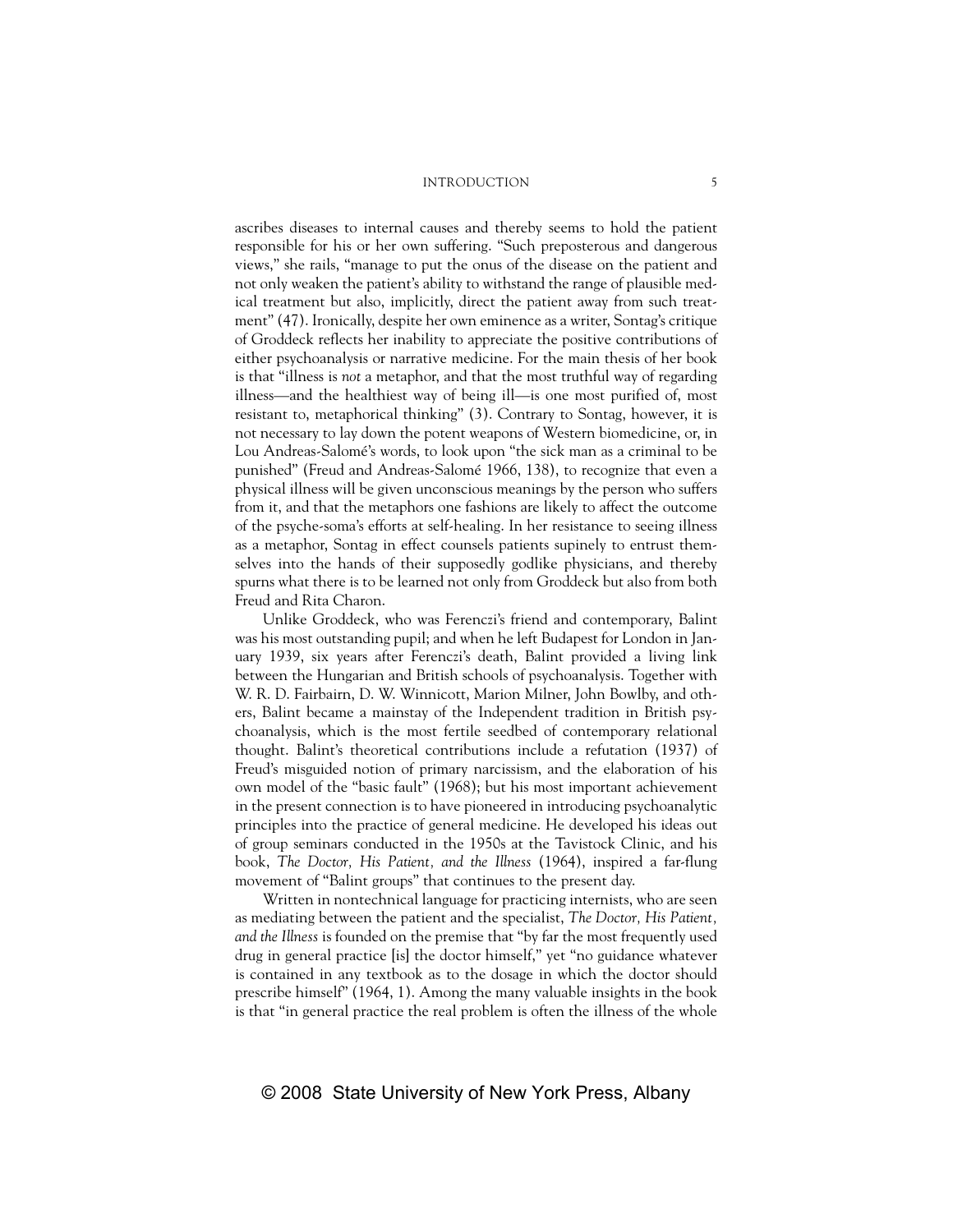ascribes diseases to internal causes and thereby seems to hold the patient responsible for his or her own suffering. "Such preposterous and dangerous views," she rails, "manage to put the onus of the disease on the patient and not only weaken the patient's ability to withstand the range of plausible medical treatment but also, implicitly, direct the patient away from such treatment" (47). Ironically, despite her own eminence as a writer, Sontag's critique of Groddeck reflects her inability to appreciate the positive contributions of either psychoanalysis or narrative medicine. For the main thesis of her book is that "illness is *not* a metaphor, and that the most truthful way of regarding illness—and the healthiest way of being ill—is one most purified of, most resistant to, metaphorical thinking" (3). Contrary to Sontag, however, it is not necessary to lay down the potent weapons of Western biomedicine, or, in Lou Andreas-Salomé's words, to look upon "the sick man as a criminal to be punished" (Freud and Andreas-Salomé 1966, 138), to recognize that even a physical illness will be given unconscious meanings by the person who suffers from it, and that the metaphors one fashions are likely to affect the outcome of the psyche-soma's efforts at self-healing. In her resistance to seeing illness as a metaphor, Sontag in effect counsels patients supinely to entrust themselves into the hands of their supposedly godlike physicians, and thereby spurns what there is to be learned not only from Groddeck but also from both Freud and Rita Charon.

Unlike Groddeck, who was Ferenczi's friend and contemporary, Balint was his most outstanding pupil; and when he left Budapest for London in January 1939, six years after Ferenczi's death, Balint provided a living link between the Hungarian and British schools of psychoanalysis. Together with W. R. D. Fairbairn, D. W. Winnicott, Marion Milner, John Bowlby, and others, Balint became a mainstay of the Independent tradition in British psychoanalysis, which is the most fertile seedbed of contemporary relational thought. Balint's theoretical contributions include a refutation (1937) of Freud's misguided notion of primary narcissism, and the elaboration of his own model of the "basic fault" (1968); but his most important achievement in the present connection is to have pioneered in introducing psychoanalytic principles into the practice of general medicine. He developed his ideas out of group seminars conducted in the 1950s at the Tavistock Clinic, and his book, *The Doctor, His Patient, and the Illness* (1964), inspired a far-flung movement of "Balint groups" that continues to the present day.

Written in nontechnical language for practicing internists, who are seen as mediating between the patient and the specialist, *The Doctor, His Patient, and the Illness* is founded on the premise that "by far the most frequently used drug in general practice [is] the doctor himself," yet "no guidance whatever is contained in any textbook as to the dosage in which the doctor should prescribe himself" (1964, 1). Among the many valuable insights in the book is that "in general practice the real problem is often the illness of the whole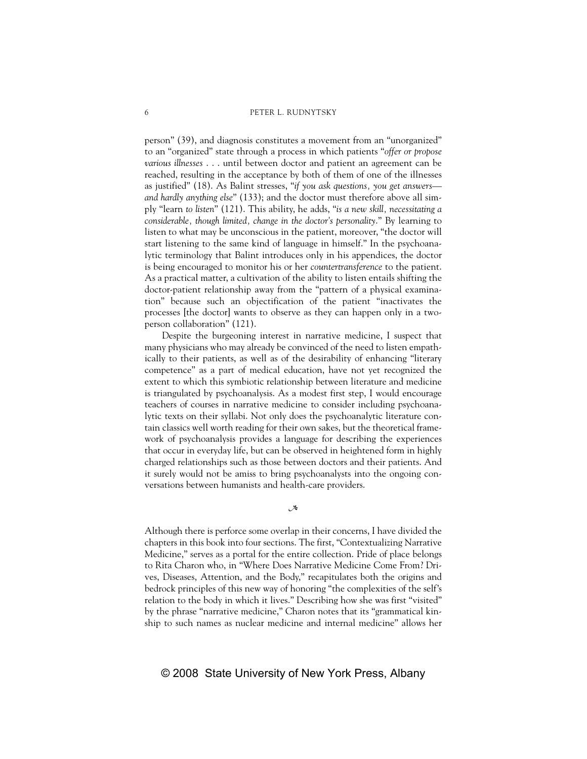person" (39), and diagnosis constitutes a movement from an "unorganized" to an "organized" state through a process in which patients "*offer or propose various illnesses* . . . until between doctor and patient an agreement can be reached, resulting in the acceptance by both of them of one of the illnesses as justified" (18). As Balint stresses, "*if you ask questions, you get answers—and hardly anything else*" (133); and the doctor must therefore above all simply "learn *to listen*" (121). This ability, he adds, "*is a new skill, necessitating a considerable, though limited, change in the doctor's personality*." By learning to listen to what may be unconscious in the patient, moreover, "the doctor will start listening to the same kind of language in himself." In the psychoanalytic terminology that Balint introduces only in his appendices, the doctor is being encouraged to monitor his or her *countertransference* to the patient. As a practical matter, a cultivation of the ability to listen entails shifting the doctor-patient relationship away from the "pattern of a physical examination" because such an objectification of the patient "inactivates the processes [the doctor] wants to observe as they can happen only in a two-person collaboration" (121).

Despite the burgeoning interest in narrative medicine, I suspect that many physicians who may already be convinced of the need to listen empathically to their patients, as well as of the desirability of enhancing "literary competence" as a part of medical education, have not yet recognized the extent to which this symbiotic relationship between literature and medicine is triangulated by psychoanalysis. As a modest first step, I would encourage teachers of courses in narrative medicine to consider including psychoanalytic texts on their syllabi. Not only does the psychoanalytic literature contain classics well worth reading for their own sakes, but the theoretical framework of psychoanalysis provides a language for describing the experiences that occur in everyday life, but can be observed in heightened form in highly charged relationships such as those between doctors and their patients. And it surely would not be amiss to bring psychoanalysts into the ongoing conversations between humanists and health-care providers.

Although there is perforce some overlap in their concerns, I have divided the chapters in this book into four sections. The first, "Contextualizing Narrative Medicine," serves as a portal for the entire collection. Pride of place belongs to Rita Charon who, in "Where Does Narrative Medicine Come From? Drives, Diseases, Attention, and the Body," recapitulates both the origins and bedrock principles of this new way of honoring "the complexities of the self's relation to the body in which it lives." Describing how she was first "visited" by the phrase "narrative medicine," Charon notes that its "grammatical kinship to such names as nuclear medicine and internal medicine" allows her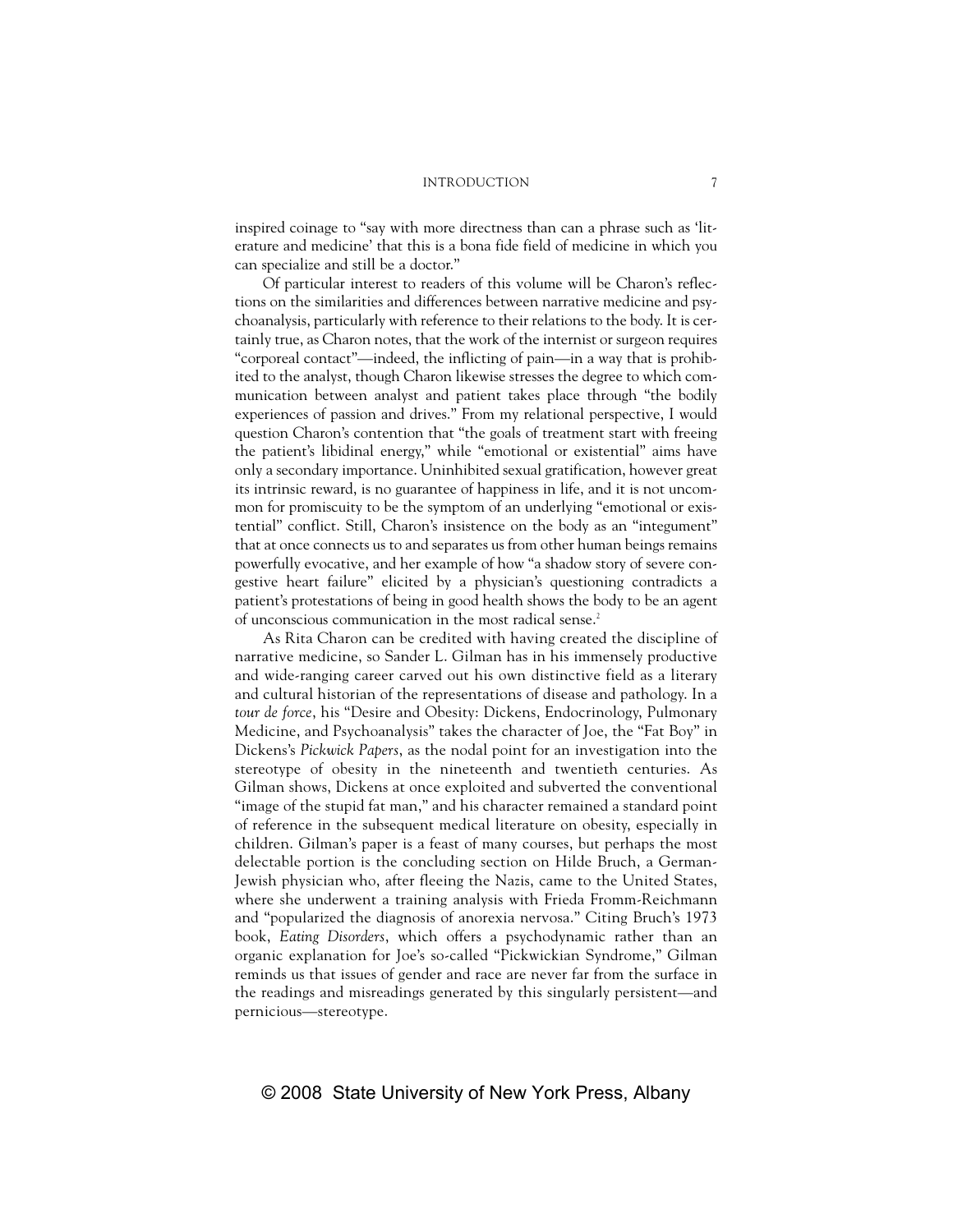inspired coinage to "say with more directness than can a phrase such as 'literature and medicine' that this is a bona fide field of medicine in which you can specialize and still be a doctor."

Of particular interest to readers of this volume will be Charon's reflections on the similarities and differences between narrative medicine and psychoanalysis, particularly with reference to their relations to the body. It is certainly true, as Charon notes, that the work of the internist or surgeon requires "corporeal contact"—indeed, the inflicting of pain—in a way that is prohibited to the analyst, though Charon likewise stresses the degree to which communication between analyst and patient takes place through "the bodily experiences of passion and drives." From my relational perspective, I would question Charon's contention that "the goals of treatment start with freeing the patient's libidinal energy," while "emotional or existential" aims have only a secondary importance. Uninhibited sexual gratification, however great its intrinsic reward, is no guarantee of happiness in life, and it is not uncommon for promiscuity to be the symptom of an underlying "emotional or existential" conflict. Still, Charon's insistence on the body as an "integument" that at once connects us to and separates us from other human beings remains powerfully evocative, and her example of how "a shadow story of severe congestive heart failure" elicited by a physician's questioning contradicts a patient's protestations of being in good health shows the body to be an agent of unconscious communication in the most radical sense.[2]

As Rita Charon can be credited with having created the discipline of narrative medicine, so Sander L. Gilman has in his immensely productive and wide-ranging career carved out his own distinctive field as a literary and cultural historian of the representations of disease and pathology. In a *tour de force*, his "Desire and Obesity: Dickens, Endocrinology, Pulmonary Medicine, and Psychoanalysis" takes the character of Joe, the "Fat Boy" in Dickens's *Pickwick Papers*, as the nodal point for an investigation into the stereotype of obesity in the nineteenth and twentieth centuries. As Gilman shows, Dickens at once exploited and subverted the conventional "image of the stupid fat man," and his character remained a standard point of reference in the subsequent medical literature on obesity, especially in children. Gilman's paper is a feast of many courses, but perhaps the most delectable portion is the concluding section on Hilde Bruch, a German-Jewish physician who, after fleeing the Nazis, came to the United States, where she underwent a training analysis with Frieda Fromm-Reichmann and "popularized the diagnosis of anorexia nervosa." Citing Bruch's 1973 book, *Eating Disorders*, which offers a psychodynamic rather than an organic explanation for Joe's so-called "Pickwickian Syndrome," Gilman reminds us that issues of gender and race are never far from the surface in the readings and misreadings generated by this singularly persistent—and pernicious—stereotype.

© 2008 State University of New York Press, Albany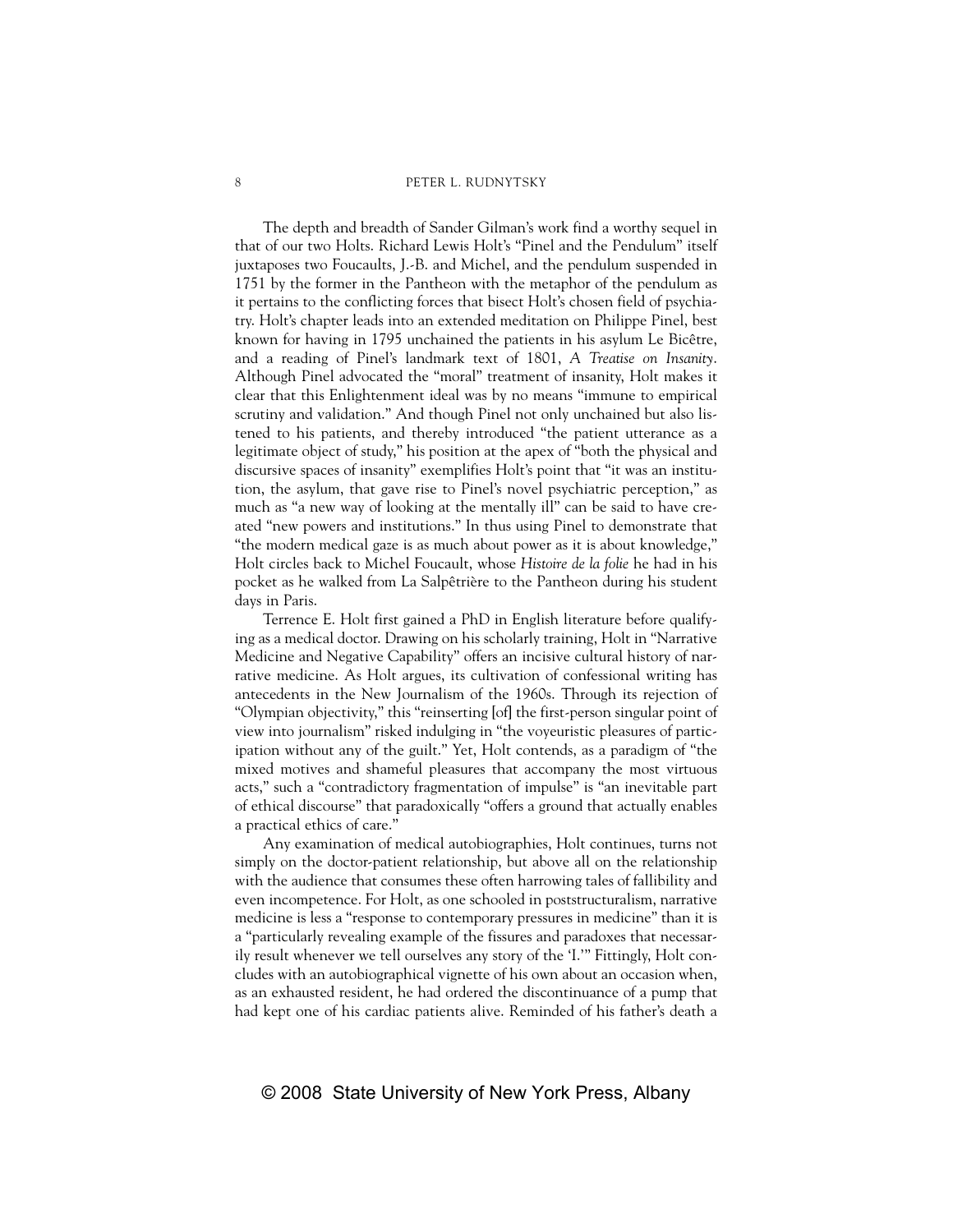The depth and breadth of Sander Gilman's work find a worthy sequel in that of our two Holts. Richard Lewis Holt's "Pinel and the Pendulum" itself juxtaposes two Foucaults, J.-B. and Michel, and the pendulum suspended in 1751 by the former in the Pantheon with the metaphor of the pendulum as it pertains to the conflicting forces that bisect Holt's chosen field of psychiatry. Holt's chapter leads into an extended meditation on Philippe Pinel, best known for having in 1795 unchained the patients in his asylum Le Bicêtre, and a reading of Pinel's landmark text of 1801, *A Treatise on Insanity*. Although Pinel advocated the "moral" treatment of insanity, Holt makes it clear that this Enlightenment ideal was by no means "immune to empirical scrutiny and validation." And though Pinel not only unchained but also listened to his patients, and thereby introduced "the patient utterance as a legitimate object of study," his position at the apex of "both the physical and discursive spaces of insanity" exemplifies Holt's point that "it was an institution, the asylum, that gave rise to Pinel's novel psychiatric perception," as much as "a new way of looking at the mentally ill" can be said to have created "new powers and institutions." In thus using Pinel to demonstrate that "the modern medical gaze is as much about power as it is about knowledge," Holt circles back to Michel Foucault, whose *Histoire de la folie* he had in his pocket as he walked from La Salpêtrière to the Pantheon during his student days in Paris.

Terrence E. Holt first gained a PhD in English literature before qualifying as a medical doctor. Drawing on his scholarly training, Holt in "Narrative Medicine and Negative Capability" offers an incisive cultural history of narrative medicine. As Holt argues, its cultivation of confessional writing has antecedents in the New Journalism of the 1960s. Through its rejection of "Olympian objectivity," this "reinserting [of] the first-person singular point of view into journalism" risked indulging in "the voyeuristic pleasures of participation without any of the guilt." Yet, Holt contends, as a paradigm of "the mixed motives and shameful pleasures that accompany the most virtuous acts," such a "contradictory fragmentation of impulse" is "an inevitable part of ethical discourse" that paradoxically "offers a ground that actually enables a practical ethics of care."

Any examination of medical autobiographies, Holt continues, turns not simply on the doctor-patient relationship, but above all on the relationship with the audience that consumes these often harrowing tales of fallibility and even incompetence. For Holt, as one schooled in poststructuralism, narrative medicine is less a "response to contemporary pressures in medicine" than it is a "particularly revealing example of the fissures and paradoxes that necessarily result whenever we tell ourselves any story of the 'I.'" Fittingly, Holt concludes with an autobiographical vignette of his own about an occasion when, as an exhausted resident, he had ordered the discontinuance of a pump that had kept one of his cardiac patients alive. Reminded of his father's death a

© 2008 State University of New York Press, Albany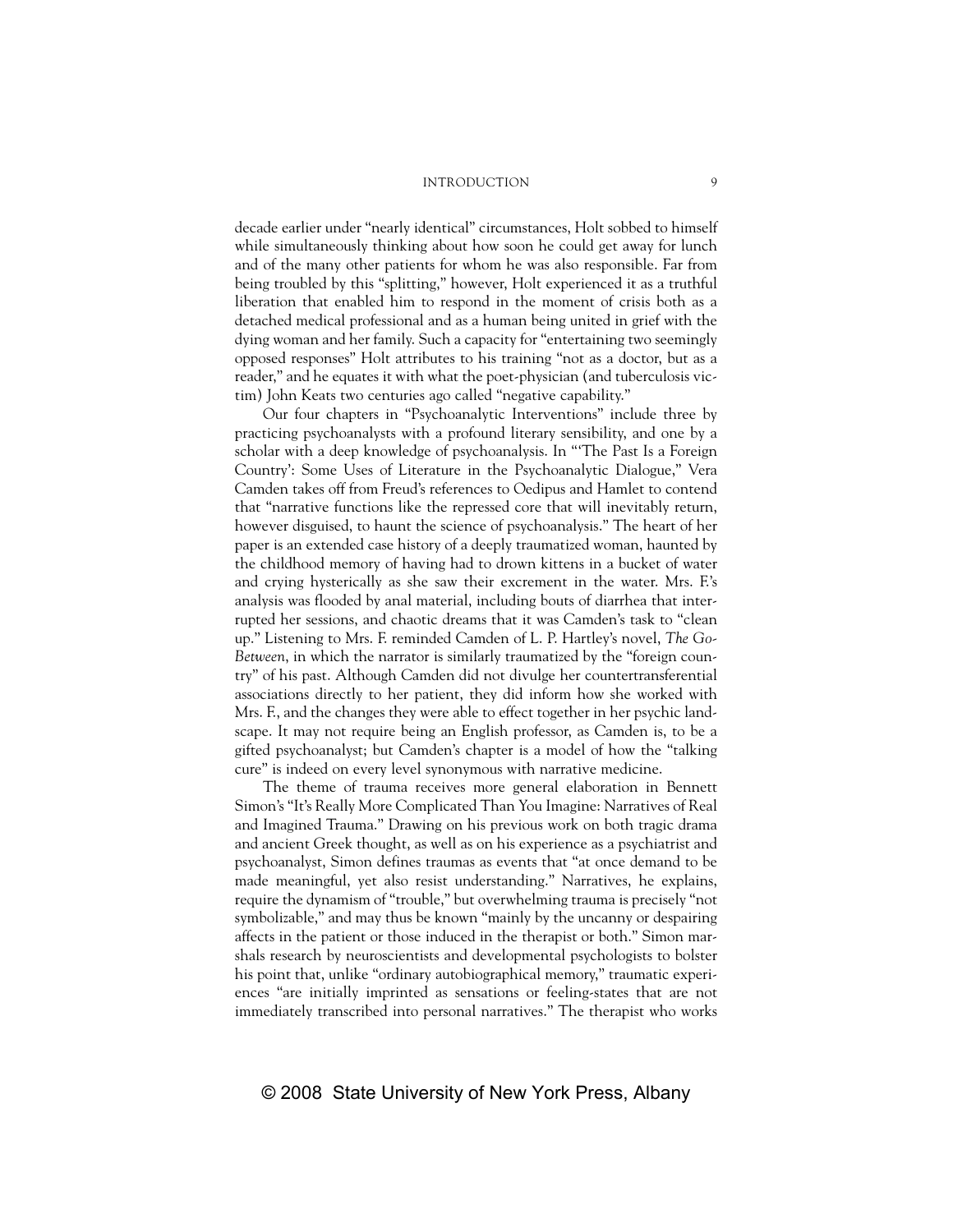decade earlier under "nearly identical" circumstances, Holt sobbed to himself while simultaneously thinking about how soon he could get away for lunch and of the many other patients for whom he was also responsible. Far from being troubled by this "splitting," however, Holt experienced it as a truthful liberation that enabled him to respond in the moment of crisis both as a detached medical professional and as a human being united in grief with the dying woman and her family. Such a capacity for "entertaining two seemingly opposed responses" Holt attributes to his training "not as a doctor, but as a reader," and he equates it with what the poet-physician (and tuberculosis victim) John Keats two centuries ago called "negative capability."

Our four chapters in "Psychoanalytic Interventions" include three by practicing psychoanalysts with a profound literary sensibility, and one by a scholar with a deep knowledge of psychoanalysis. In "'The Past Is a Foreign Country': Some Uses of Literature in the Psychoanalytic Dialogue," Vera Camden takes off from Freud's references to Oedipus and Hamlet to contend that "narrative functions like the repressed core that will inevitably return, however disguised, to haunt the science of psychoanalysis." The heart of her paper is an extended case history of a deeply traumatized woman, haunted by the childhood memory of having had to drown kittens in a bucket of water and crying hysterically as she saw their excrement in the water. Mrs. F.'s analysis was flooded by anal material, including bouts of diarrhea that interrupted her sessions, and chaotic dreams that it was Camden's task to "clean up." Listening to Mrs. F. reminded Camden of L. P. Hartley's novel, *The Go-Between*, in which the narrator is similarly traumatized by the "foreign country" of his past. Although Camden did not divulge her countertransferential associations directly to her patient, they did inform how she worked with Mrs. F., and the changes they were able to effect together in her psychic landscape. It may not require being an English professor, as Camden is, to be a gifted psychoanalyst; but Camden's chapter is a model of how the "talking cure" is indeed on every level synonymous with narrative medicine.

The theme of trauma receives more general elaboration in Bennett Simon's "It's Really More Complicated Than You Imagine: Narratives of Real and Imagined Trauma." Drawing on his previous work on both tragic drama and ancient Greek thought, as well as on his experience as a psychiatrist and psychoanalyst, Simon defines traumas as events that "at once demand to be made meaningful, yet also resist understanding." Narratives, he explains, require the dynamism of "trouble," but overwhelming trauma is precisely "not symbolizable," and may thus be known "mainly by the uncanny or despairing affects in the patient or those induced in the therapist or both." Simon marshals research by neuroscientists and developmental psychologists to bolster his point that, unlike "ordinary autobiographical memory," traumatic experiences "are initially imprinted as sensations or feeling-states that are not immediately transcribed into personal narratives." The therapist who works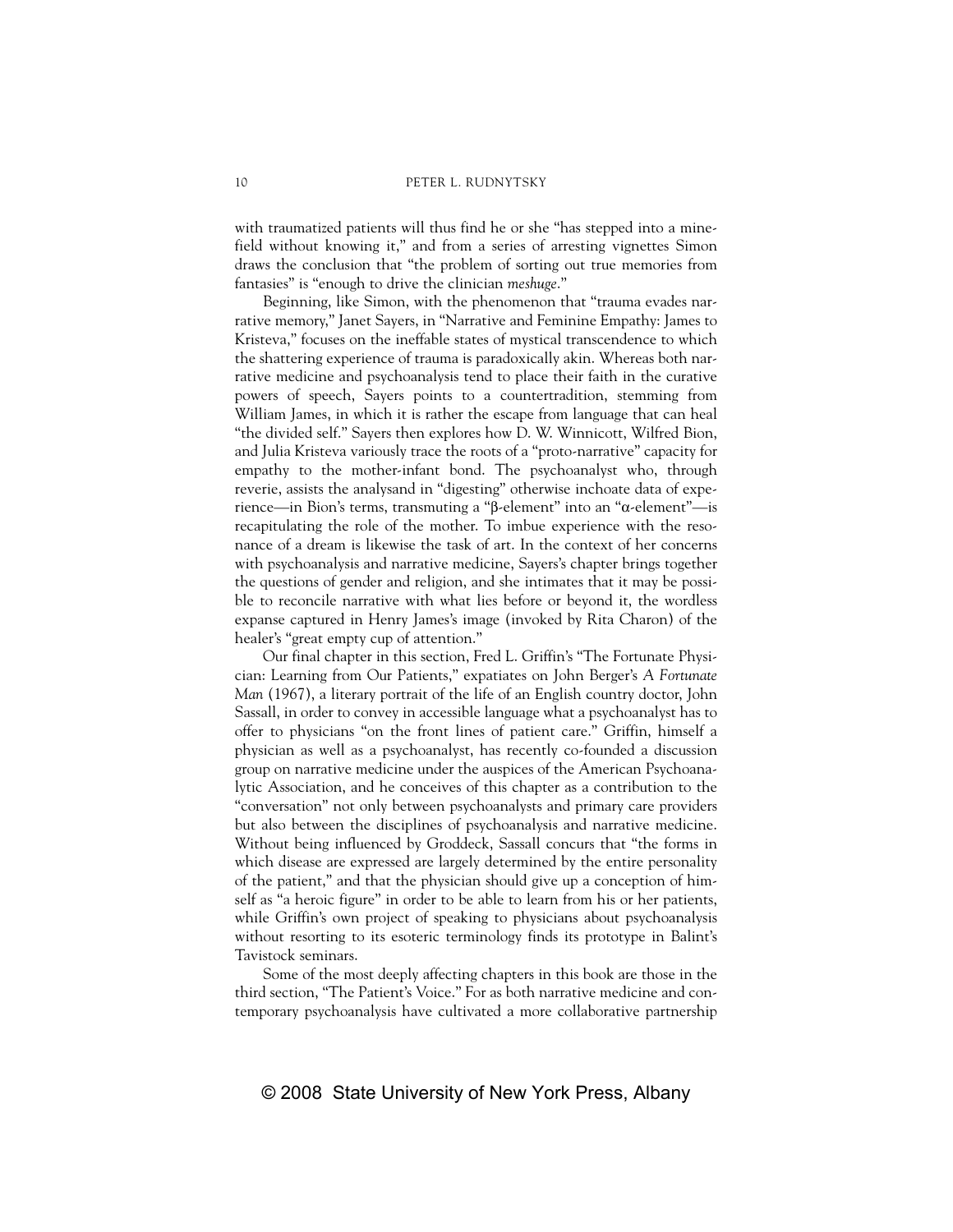with traumatized patients will thus find he or she "has stepped into a minefield without knowing it," and from a series of arresting vignettes Simon draws the conclusion that "the problem of sorting out true memories from fantasies" is "enough to drive the clinician *meshuge*."

Beginning, like Simon, with the phenomenon that "trauma evades narrative memory," Janet Sayers, in "Narrative and Feminine Empathy: James to Kristeva," focuses on the ineffable states of mystical transcendence to which the shattering experience of trauma is paradoxically akin. Whereas both narrative medicine and psychoanalysis tend to place their faith in the curative powers of speech, Sayers points to a countertradition, stemming from William James, in which it is rather the escape from language that can heal "the divided self." Sayers then explores how D. W. Winnicott, Wilfred Bion, and Julia Kristeva variously trace the roots of a "proto-narrative" capacity for empathy to the mother-infant bond. The psychoanalyst who, through reverie, assists the analysand in "digesting" otherwise inchoate data of experience—in Bion's terms, transmuting a "β-element" into an "α-element"—is recapitulating the role of the mother. To imbue experience with the resonance of a dream is likewise the task of art. In the context of her concerns with psychoanalysis and narrative medicine, Sayers's chapter brings together the questions of gender and religion, and she intimates that it may be possible to reconcile narrative with what lies before or beyond it, the wordless expanse captured in Henry James's image (invoked by Rita Charon) of the healer's "great empty cup of attention."

Our final chapter in this section, Fred L. Griffin's "The Fortunate Physician: Learning from Our Patients," expatiates on John Berger's *A Fortunate Man* (1967), a literary portrait of the life of an English country doctor, John Sassall, in order to convey in accessible language what a psychoanalyst has to offer to physicians "on the front lines of patient care." Griffin, himself a physician as well as a psychoanalyst, has recently co-founded a discussion group on narrative medicine under the auspices of the American Psychoanalytic Association, and he conceives of this chapter as a contribution to the "conversation" not only between psychoanalysts and primary care providers but also between the disciplines of psychoanalysis and narrative medicine. Without being influenced by Groddeck, Sassall concurs that "the forms in which disease are expressed are largely determined by the entire personality of the patient," and that the physician should give up a conception of himself as "a heroic figure" in order to be able to learn from his or her patients, while Griffin's own project of speaking to physicians about psychoanalysis without resorting to its esoteric terminology finds its prototype in Balint's Tavistock seminars.

Some of the most deeply affecting chapters in this book are those in the third section, "The Patient's Voice." For as both narrative medicine and contemporary psychoanalysis have cultivated a more collaborative partnership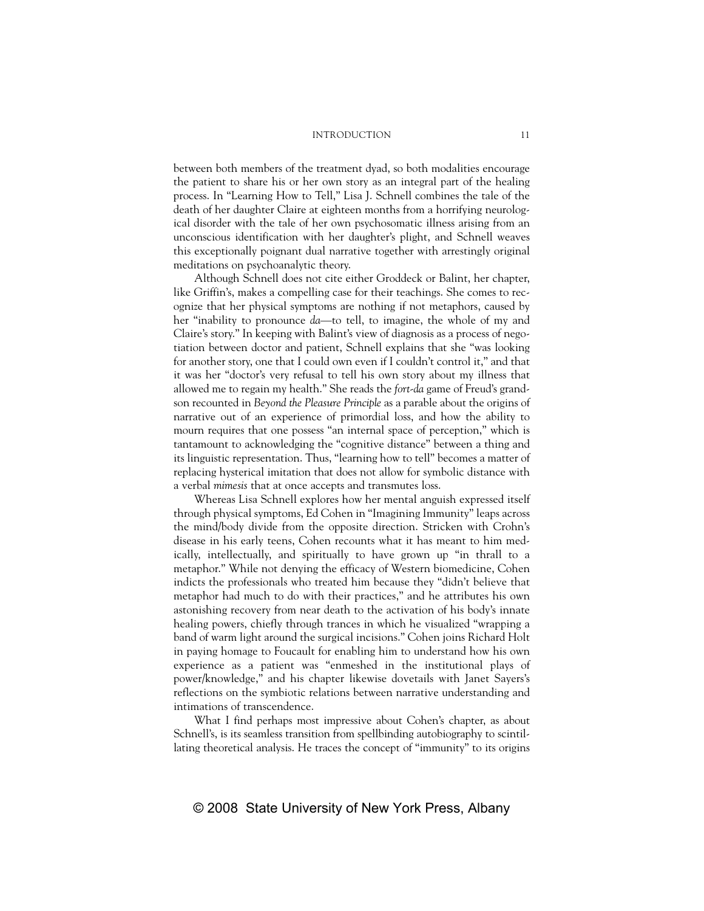between both members of the treatment dyad, so both modalities encourage the patient to share his or her own story as an integral part of the healing process. In "Learning How to Tell," Lisa J. Schnell combines the tale of the death of her daughter Claire at eighteen months from a horrifying neurological disorder with the tale of her own psychosomatic illness arising from an unconscious identification with her daughter's plight, and Schnell weaves this exceptionally poignant dual narrative together with arrestingly original meditations on psychoanalytic theory.

Although Schnell does not cite either Groddeck or Balint, her chapter, like Griffin's, makes a compelling case for their teachings. She comes to recognize that her physical symptoms are nothing if not metaphors, caused by her "inability to pronounce *da*—to tell, to imagine, the whole of my and Claire's story." In keeping with Balint's view of diagnosis as a process of negotiation between doctor and patient, Schnell explains that she "was looking for another story, one that I could own even if I couldn't control it," and that it was her "doctor's very refusal to tell his own story about my illness that allowed me to regain my health." She reads the *fort-da* game of Freud's grandson recounted in *Beyond the Pleasure Principle* as a parable about the origins of narrative out of an experience of primordial loss, and how the ability to mourn requires that one possess "an internal space of perception," which is tantamount to acknowledging the "cognitive distance" between a thing and its linguistic representation. Thus, "learning how to tell" becomes a matter of replacing hysterical imitation that does not allow for symbolic distance with a verbal *mimesis* that at once accepts and transmutes loss.

Whereas Lisa Schnell explores how her mental anguish expressed itself through physical symptoms, Ed Cohen in "Imagining Immunity" leaps across the mind/body divide from the opposite direction. Stricken with Crohn's disease in his early teens, Cohen recounts what it has meant to him medically, intellectually, and spiritually to have grown up "in thrall to a metaphor." While not denying the efficacy of Western biomedicine, Cohen indicts the professionals who treated him because they "didn't believe that metaphor had much to do with their practices," and he attributes his own astonishing recovery from near death to the activation of his body's innate healing powers, chiefly through trances in which he visualized "wrapping a band of warm light around the surgical incisions." Cohen joins Richard Holt in paying homage to Foucault for enabling him to understand how his own experience as a patient was "enmeshed in the institutional plays of power/knowledge," and his chapter likewise dovetails with Janet Sayers's reflections on the symbiotic relations between narrative understanding and intimations of transcendence.

What I find perhaps most impressive about Cohen's chapter, as about Schnell's, is its seamless transition from spellbinding autobiography to scintillating theoretical analysis. He traces the concept of "immunity" to its origins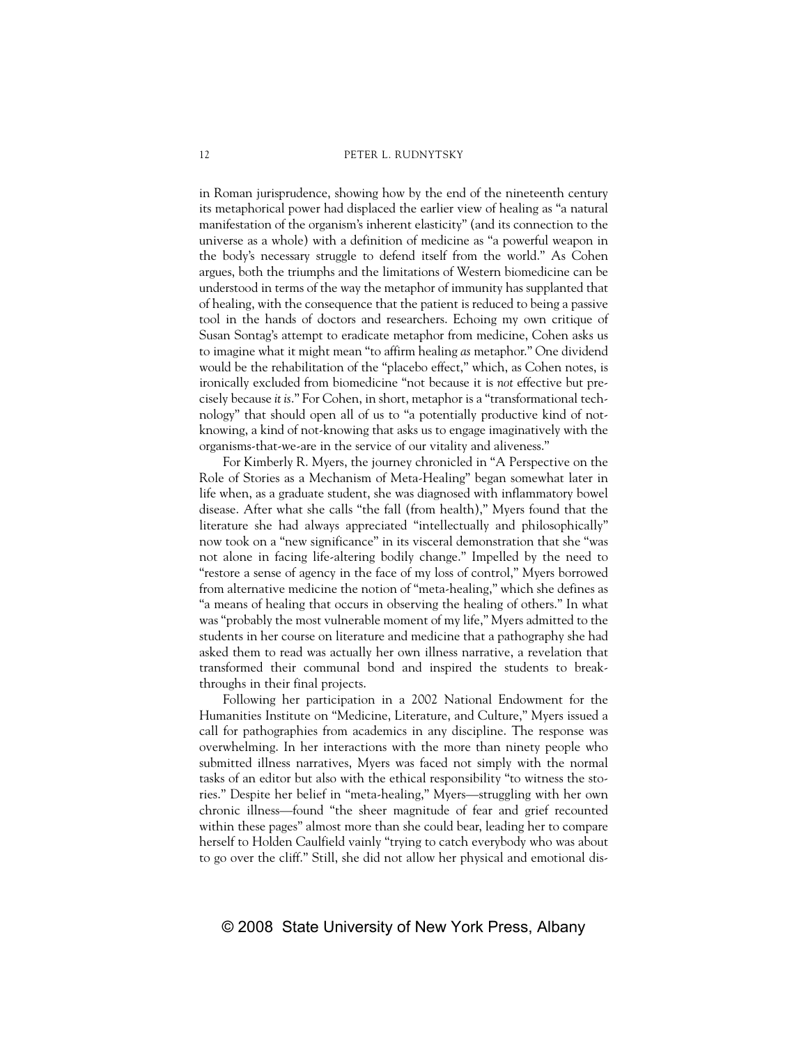in Roman jurisprudence, showing how by the end of the nineteenth century its metaphorical power had displaced the earlier view of healing as "a natural manifestation of the organism's inherent elasticity" (and its connection to the universe as a whole) with a definition of medicine as "a powerful weapon in the body's necessary struggle to defend itself from the world." As Cohen argues, both the triumphs and the limitations of Western biomedicine can be understood in terms of the way the metaphor of immunity has supplanted that of healing, with the consequence that the patient is reduced to being a passive tool in the hands of doctors and researchers. Echoing my own critique of Susan Sontag's attempt to eradicate metaphor from medicine, Cohen asks us to imagine what it might mean "to affirm healing *as* metaphor." One dividend would be the rehabilitation of the "placebo effect," which, as Cohen notes, is ironically excluded from biomedicine "not because it is *not* effective but precisely because *it is*." For Cohen, in short, metaphor is a "transformational technology" that should open all of us to "a potentially productive kind of not-knowing, a kind of not-knowing that asks us to engage imaginatively with the organisms-that-we-are in the service of our vitality and aliveness."

For Kimberly R. Myers, the journey chronicled in "A Perspective on the Role of Stories as a Mechanism of Meta-Healing" began somewhat later in life when, as a graduate student, she was diagnosed with inflammatory bowel disease. After what she calls "the fall (from health)," Myers found that the literature she had always appreciated "intellectually and philosophically" now took on a "new significance" in its visceral demonstration that she "was not alone in facing life-altering bodily change." Impelled by the need to "restore a sense of agency in the face of my loss of control," Myers borrowed from alternative medicine the notion of "meta-healing," which she defines as "a means of healing that occurs in observing the healing of others." In what was "probably the most vulnerable moment of my life," Myers admitted to the students in her course on literature and medicine that a pathography she had asked them to read was actually her own illness narrative, a revelation that transformed their communal bond and inspired the students to breakthroughs in their final projects.

Following her participation in a 2002 National Endowment for the Humanities Institute on "Medicine, Literature, and Culture," Myers issued a call for pathographies from academics in any discipline. The response was overwhelming. In her interactions with the more than ninety people who submitted illness narratives, Myers was faced not simply with the normal tasks of an editor but also with the ethical responsibility "to witness the stories." Despite her belief in "meta-healing," Myers—struggling with her own chronic illness—found "the sheer magnitude of fear and grief recounted within these pages" almost more than she could bear, leading her to compare herself to Holden Caulfield vainly "trying to catch everybody who was about to go over the cliff." Still, she did not allow her physical and emotional dis-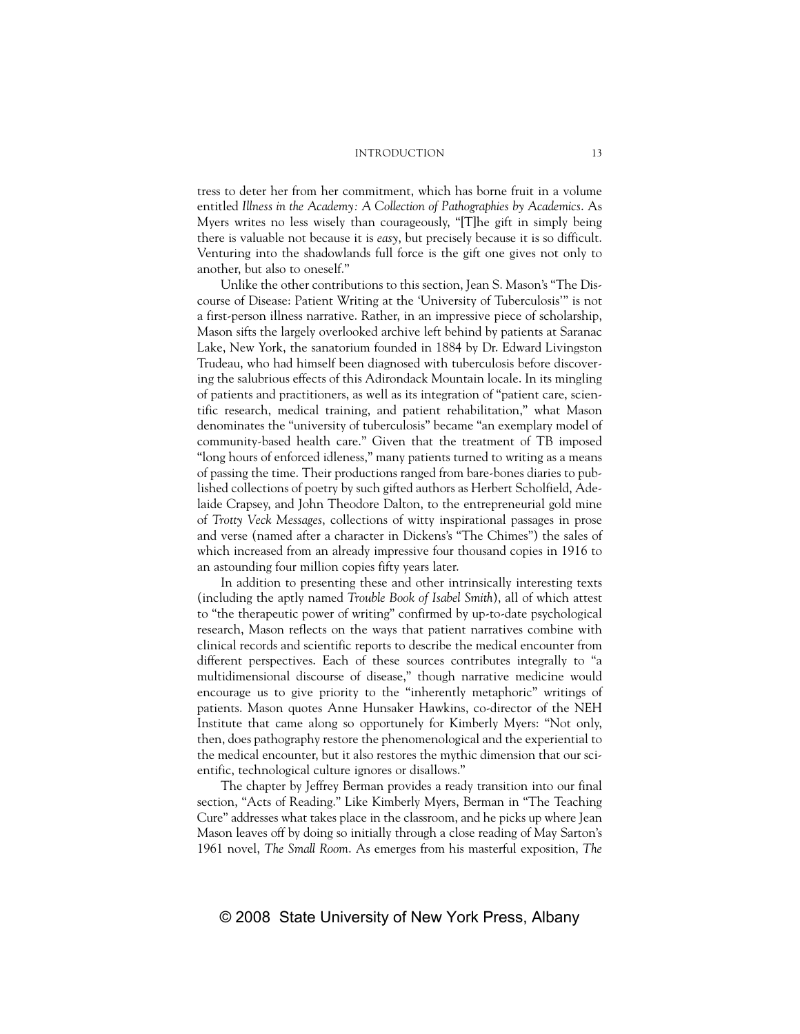tress to deter her from her commitment, which has borne fruit in a volume entitled *Illness in the Academy: A Collection of Pathographies by Academics*. As Myers writes no less wisely than courageously, "[T]he gift in simply being there is valuable not because it is *easy*, but precisely because it is so difficult. Venturing into the shadowlands full force is the gift one gives not only to another, but also to oneself."

Unlike the other contributions to this section, Jean S. Mason's "The Discourse of Disease: Patient Writing at the 'University of Tuberculosis'" is not a first-person illness narrative. Rather, in an impressive piece of scholarship, Mason sifts the largely overlooked archive left behind by patients at Saranac Lake, New York, the sanatorium founded in 1884 by Dr. Edward Livingston Trudeau, who had himself been diagnosed with tuberculosis before discovering the salubrious effects of this Adirondack Mountain locale. In its mingling of patients and practitioners, as well as its integration of "patient care, scientific research, medical training, and patient rehabilitation," what Mason denominates the "university of tuberculosis" became "an exemplary model of community-based health care." Given that the treatment of TB imposed "long hours of enforced idleness," many patients turned to writing as a means of passing the time. Their productions ranged from bare-bones diaries to published collections of poetry by such gifted authors as Herbert Scholfield, Adelaide Crapsey, and John Theodore Dalton, to the entrepreneurial gold mine of *Trotty Veck Messages*, collections of witty inspirational passages in prose and verse (named after a character in Dickens's "The Chimes") the sales of which increased from an already impressive four thousand copies in 1916 to an astounding four million copies fifty years later.

In addition to presenting these and other intrinsically interesting texts (including the aptly named *Trouble Book of Isabel Smith*), all of which attest to "the therapeutic power of writing" confirmed by up-to-date psychological research, Mason reflects on the ways that patient narratives combine with clinical records and scientific reports to describe the medical encounter from different perspectives. Each of these sources contributes integrally to "a multidimensional discourse of disease," though narrative medicine would encourage us to give priority to the "inherently metaphoric" writings of patients. Mason quotes Anne Hunsaker Hawkins, co-director of the NEH Institute that came along so opportunely for Kimberly Myers: "Not only, then, does pathography restore the phenomenological and the experiential to the medical encounter, but it also restores the mythic dimension that our scientific, technological culture ignores or disallows."

The chapter by Jeffrey Berman provides a ready transition into our final section, "Acts of Reading." Like Kimberly Myers, Berman in "The Teaching Cure" addresses what takes place in the classroom, and he picks up where Jean Mason leaves off by doing so initially through a close reading of May Sarton's 1961 novel, *The Small Room*. As emerges from his masterful exposition, *The*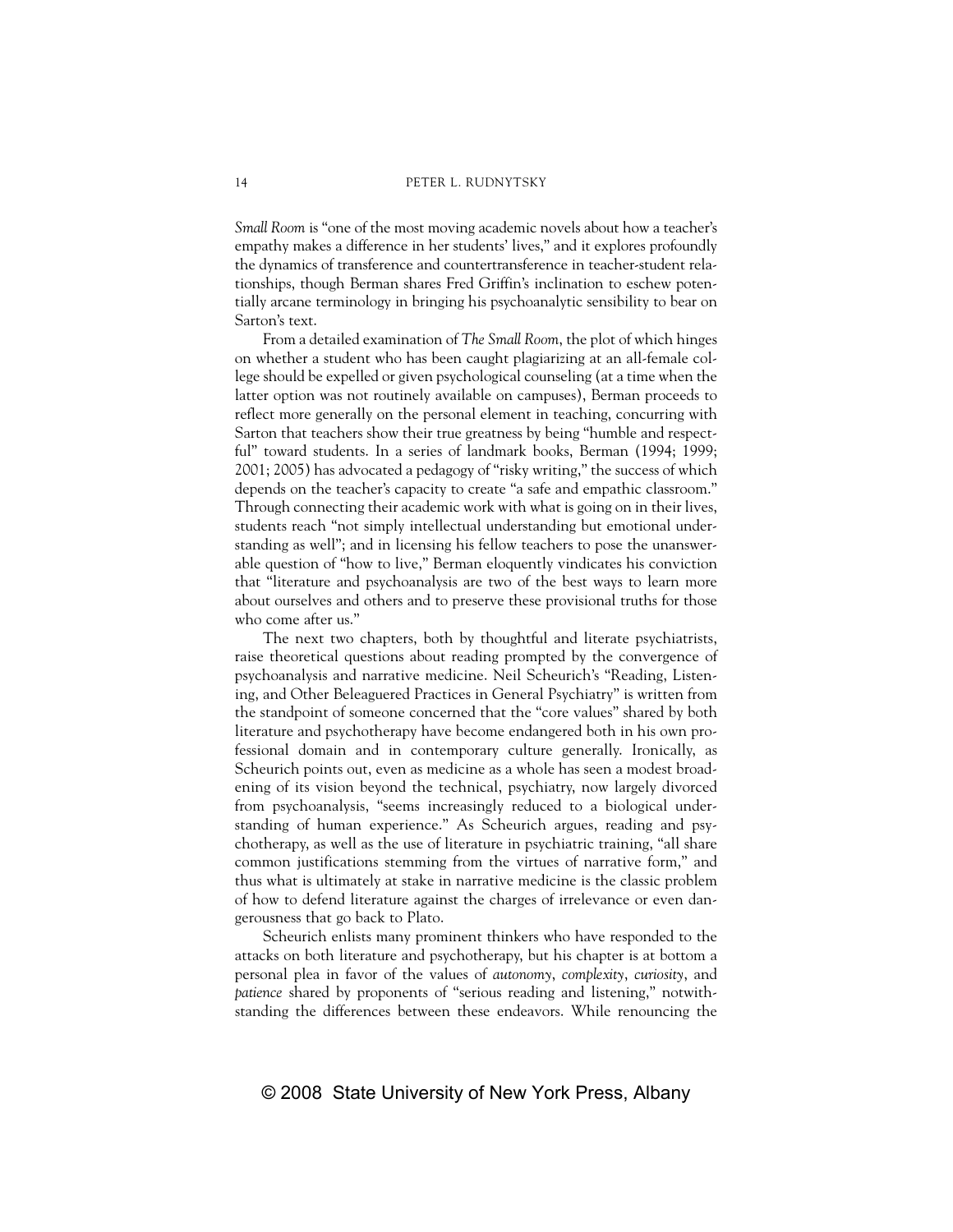*Small Room* is "one of the most moving academic novels about how a teacher's empathy makes a difference in her students' lives," and it explores profoundly the dynamics of transference and countertransference in teacher-student relationships, though Berman shares Fred Griffin's inclination to eschew potentially arcane terminology in bringing his psychoanalytic sensibility to bear on Sarton's text.

From a detailed examination of *The Small Room*, the plot of which hinges on whether a student who has been caught plagiarizing at an all-female college should be expelled or given psychological counseling (at a time when the latter option was not routinely available on campuses), Berman proceeds to reflect more generally on the personal element in teaching, concurring with Sarton that teachers show their true greatness by being "humble and respectful" toward students. In a series of landmark books, Berman (1994; 1999; 2001; 2005) has advocated a pedagogy of "risky writing," the success of which depends on the teacher's capacity to create "a safe and empathic classroom." Through connecting their academic work with what is going on in their lives, students reach "not simply intellectual understanding but emotional understanding as well"; and in licensing his fellow teachers to pose the unanswerable question of "how to live," Berman eloquently vindicates his conviction that "literature and psychoanalysis are two of the best ways to learn more about ourselves and others and to preserve these provisional truths for those who come after us."

The next two chapters, both by thoughtful and literate psychiatrists, raise theoretical questions about reading prompted by the convergence of psychoanalysis and narrative medicine. Neil Scheurich's "Reading, Listening, and Other Beleaguered Practices in General Psychiatry" is written from the standpoint of someone concerned that the "core values" shared by both literature and psychotherapy have become endangered both in his own professional domain and in contemporary culture generally. Ironically, as Scheurich points out, even as medicine as a whole has seen a modest broadening of its vision beyond the technical, psychiatry, now largely divorced from psychoanalysis, "seems increasingly reduced to a biological understanding of human experience." As Scheurich argues, reading and psychotherapy, as well as the use of literature in psychiatric training, "all share common justifications stemming from the virtues of narrative form," and thus what is ultimately at stake in narrative medicine is the classic problem of how to defend literature against the charges of irrelevance or even dangerousness that go back to Plato.

Scheurich enlists many prominent thinkers who have responded to the attacks on both literature and psychotherapy, but his chapter is at bottom a personal plea in favor of the values of *autonomy*, *complexity*, *curiosity*, and *patience* shared by proponents of "serious reading and listening," notwithstanding the differences between these endeavors. While renouncing the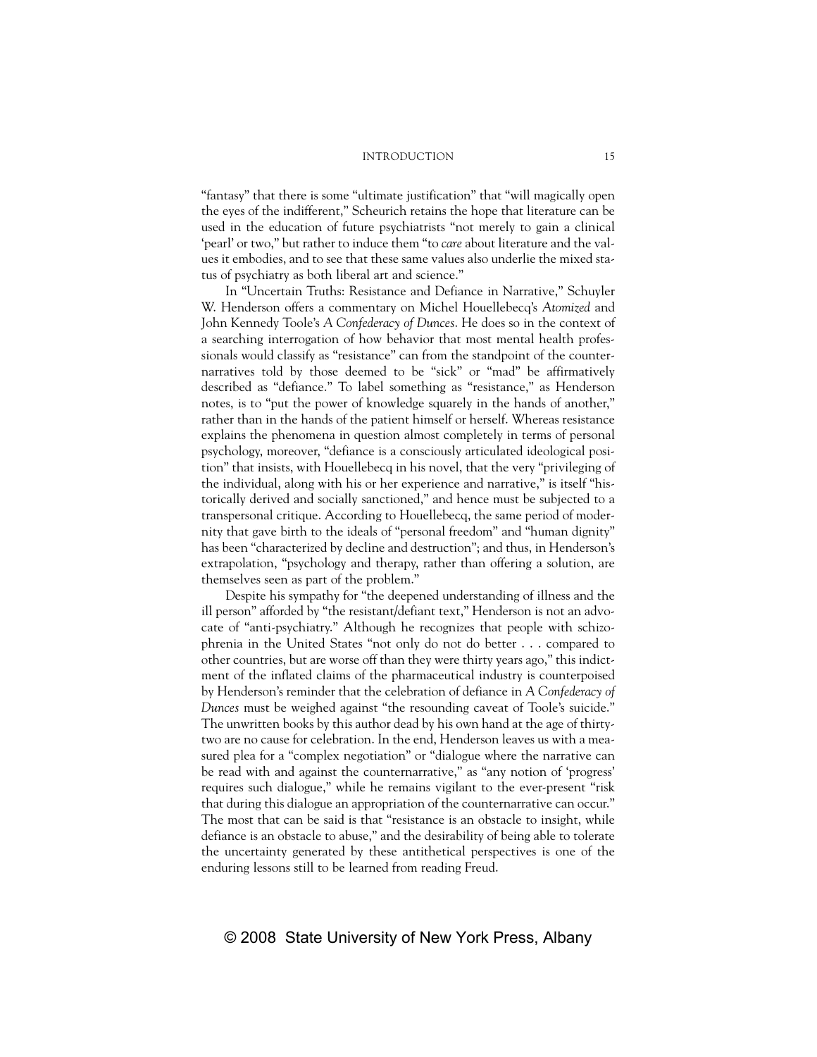"fantasy" that there is some "ultimate justification" that "will magically open the eyes of the indifferent," Scheurich retains the hope that literature can be used in the education of future psychiatrists "not merely to gain a clinical 'pearl' or two," but rather to induce them "to *care* about literature and the values it embodies, and to see that these same values also underlie the mixed status of psychiatry as both liberal art and science."

In "Uncertain Truths: Resistance and Defiance in Narrative," Schuyler W. Henderson offers a commentary on Michel Houellebecq's *Atomized* and John Kennedy Toole's *A Confederacy of Dunces*. He does so in the context of a searching interrogation of how behavior that most mental health professionals would classify as "resistance" can from the standpoint of the counternarratives told by those deemed to be "sick" or "mad" be affirmatively described as "defiance." To label something as "resistance," as Henderson notes, is to "put the power of knowledge squarely in the hands of another," rather than in the hands of the patient himself or herself. Whereas resistance explains the phenomena in question almost completely in terms of personal psychology, moreover, "defiance is a consciously articulated ideological position" that insists, with Houellebecq in his novel, that the very "privileging of the individual, along with his or her experience and narrative," is itself "historically derived and socially sanctioned," and hence must be subjected to a transpersonal critique. According to Houellebecq, the same period of modernity that gave birth to the ideals of "personal freedom" and "human dignity" has been "characterized by decline and destruction"; and thus, in Henderson's extrapolation, "psychology and therapy, rather than offering a solution, are themselves seen as part of the problem."

Despite his sympathy for "the deepened understanding of illness and the ill person" afforded by "the resistant/defiant text," Henderson is not an advocate of "anti-psychiatry." Although he recognizes that people with schizophrenia in the United States "not only do not do better . . . compared to other countries, but are worse off than they were thirty years ago," this indictment of the inflated claims of the pharmaceutical industry is counterpoised by Henderson's reminder that the celebration of defiance in *A Confederacy of Dunces* must be weighed against "the resounding caveat of Toole's suicide." The unwritten books by this author dead by his own hand at the age of thirty-two are no cause for celebration. In the end, Henderson leaves us with a measured plea for a "complex negotiation" or "dialogue where the narrative can be read with and against the counternarrative," as "any notion of 'progress' requires such dialogue," while he remains vigilant to the ever-present "risk that during this dialogue an appropriation of the counternarrative can occur." The most that can be said is that "resistance is an obstacle to insight, while defiance is an obstacle to abuse," and the desirability of being able to tolerate the uncertainty generated by these antithetical perspectives is one of the enduring lessons still to be learned from reading Freud.

© 2008 State University of New York Press, Albany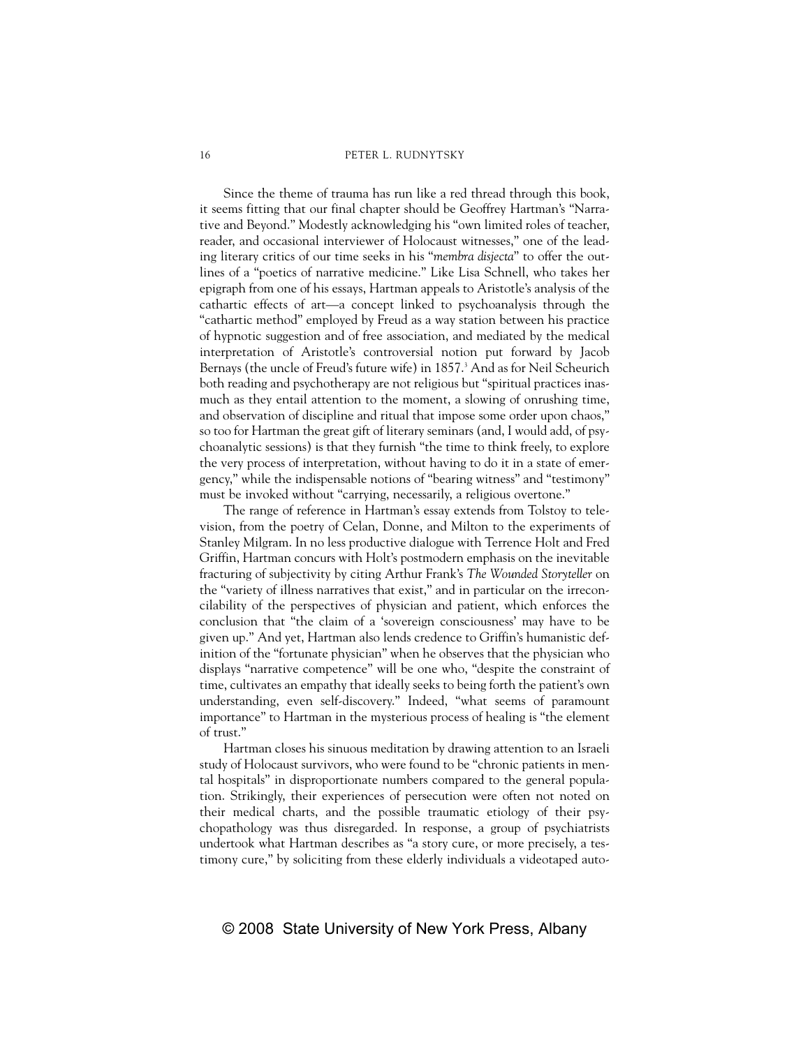Since the theme of trauma has run like a red thread through this book, it seems fitting that our final chapter should be Geoffrey Hartman's "Narrative and Beyond." Modestly acknowledging his "own limited roles of teacher, reader, and occasional interviewer of Holocaust witnesses," one of the leading literary critics of our time seeks in his "*membra disjecta*" to offer the outlines of a "poetics of narrative medicine." Like Lisa Schnell, who takes her epigraph from one of his essays, Hartman appeals to Aristotle's analysis of the cathartic effects of art—a concept linked to psychoanalysis through the "cathartic method" employed by Freud as a way station between his practice of hypnotic suggestion and of free association, and mediated by the medical interpretation of Aristotle's controversial notion put forward by Jacob Bernays (the uncle of Freud's future wife) in 1857.[3] And as for Neil Scheurich both reading and psychotherapy are not religious but "spiritual practices inasmuch as they entail attention to the moment, a slowing of onrushing time, and observation of discipline and ritual that impose some order upon chaos," so too for Hartman the great gift of literary seminars (and, I would add, of psychoanalytic sessions) is that they furnish "the time to think freely, to explore the very process of interpretation, without having to do it in a state of emergency," while the indispensable notions of "bearing witness" and "testimony" must be invoked without "carrying, necessarily, a religious overtone."

The range of reference in Hartman's essay extends from Tolstoy to television, from the poetry of Celan, Donne, and Milton to the experiments of Stanley Milgram. In no less productive dialogue with Terrence Holt and Fred Griffin, Hartman concurs with Holt's postmodern emphasis on the inevitable fracturing of subjectivity by citing Arthur Frank's *The Wounded Storyteller* on the "variety of illness narratives that exist," and in particular on the irreconcilability of the perspectives of physician and patient, which enforces the conclusion that "the claim of a 'sovereign consciousness' may have to be given up." And yet, Hartman also lends credence to Griffin's humanistic definition of the "fortunate physician" when he observes that the physician who displays "narrative competence" will be one who, "despite the constraint of time, cultivates an empathy that ideally seeks to being forth the patient's own understanding, even self-discovery." Indeed, "what seems of paramount importance" to Hartman in the mysterious process of healing is "the element of trust."

Hartman closes his sinuous meditation by drawing attention to an Israeli study of Holocaust survivors, who were found to be "chronic patients in mental hospitals" in disproportionate numbers compared to the general population. Strikingly, their experiences of persecution were often not noted on their medical charts, and the possible traumatic etiology of their psychopathology was thus disregarded. In response, a group of psychiatrists undertook what Hartman describes as "a story cure, or more precisely, a testimony cure," by soliciting from these elderly individuals a videotaped auto-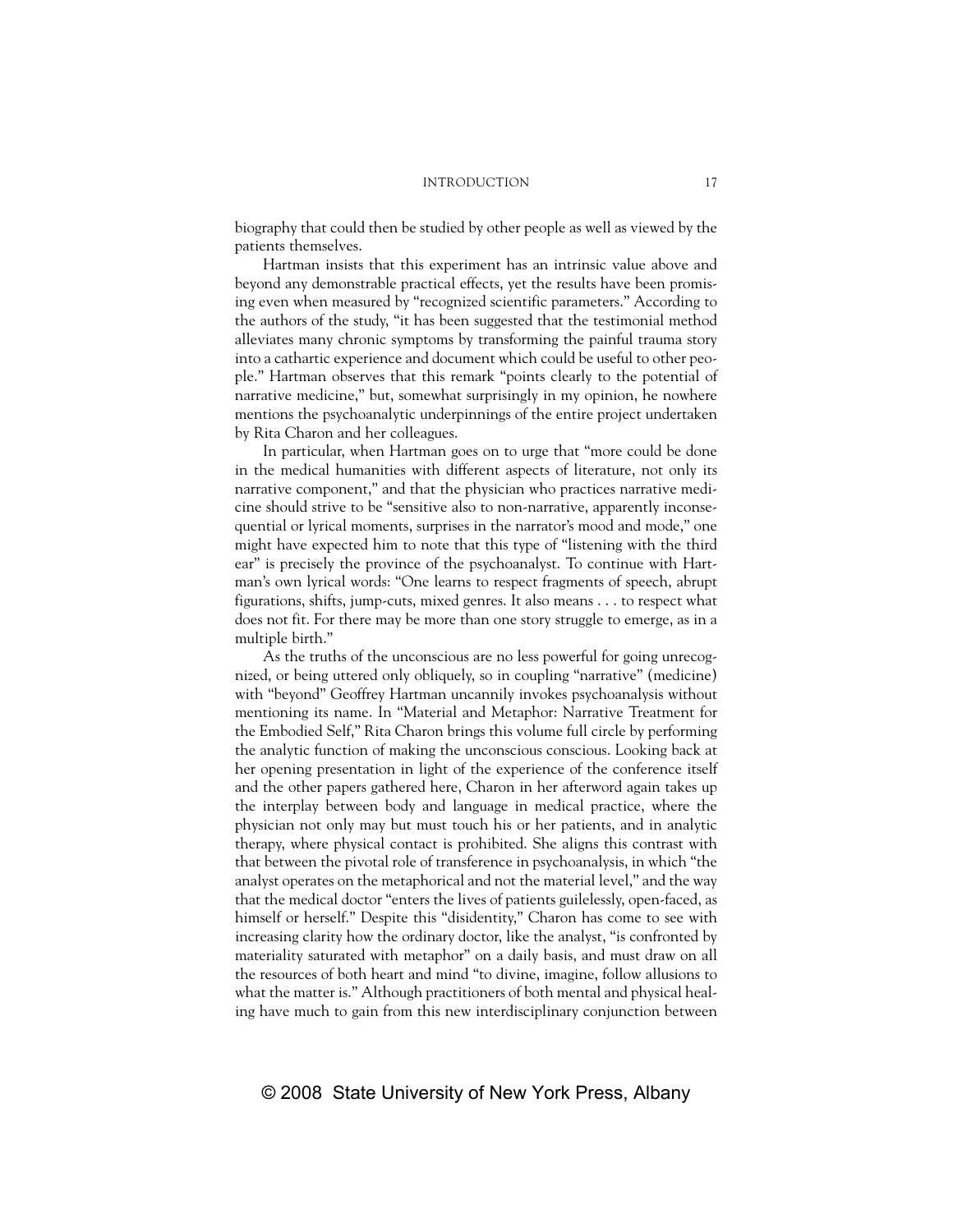biography that could then be studied by other people as well as viewed by the patients themselves.

Hartman insists that this experiment has an intrinsic value above and beyond any demonstrable practical effects, yet the results have been promising even when measured by "recognized scientific parameters." According to the authors of the study, "it has been suggested that the testimonial method alleviates many chronic symptoms by transforming the painful trauma story into a cathartic experience and document which could be useful to other people." Hartman observes that this remark "points clearly to the potential of narrative medicine," but, somewhat surprisingly in my opinion, he nowhere mentions the psychoanalytic underpinnings of the entire project undertaken by Rita Charon and her colleagues.

In particular, when Hartman goes on to urge that "more could be done in the medical humanities with different aspects of literature, not only its narrative component," and that the physician who practices narrative medicine should strive to be "sensitive also to non-narrative, apparently inconsequential or lyrical moments, surprises in the narrator's mood and mode," one might have expected him to note that this type of "listening with the third ear" is precisely the province of the psychoanalyst. To continue with Hartman's own lyrical words: "One learns to respect fragments of speech, abrupt figurations, shifts, jump-cuts, mixed genres. It also means . . . to respect what does not fit. For there may be more than one story struggle to emerge, as in a multiple birth."

As the truths of the unconscious are no less powerful for going unrecognized, or being uttered only obliquely, so in coupling "narrative" (medicine) with "beyond" Geoffrey Hartman uncannily invokes psychoanalysis without mentioning its name. In "Material and Metaphor: Narrative Treatment for the Embodied Self," Rita Charon brings this volume full circle by performing the analytic function of making the unconscious conscious. Looking back at her opening presentation in light of the experience of the conference itself and the other papers gathered here, Charon in her afterword again takes up the interplay between body and language in medical practice, where the physician not only may but must touch his or her patients, and in analytic therapy, where physical contact is prohibited. She aligns this contrast with that between the pivotal role of transference in psychoanalysis, in which "the analyst operates on the metaphorical and not the material level," and the way that the medical doctor "enters the lives of patients guilelessly, open-faced, as himself or herself." Despite this "disidentity," Charon has come to see with increasing clarity how the ordinary doctor, like the analyst, "is confronted by materiality saturated with metaphor" on a daily basis, and must draw on all the resources of both heart and mind "to divine, imagine, follow allusions to what the matter is." Although practitioners of both mental and physical healing have much to gain from this new interdisciplinary conjunction between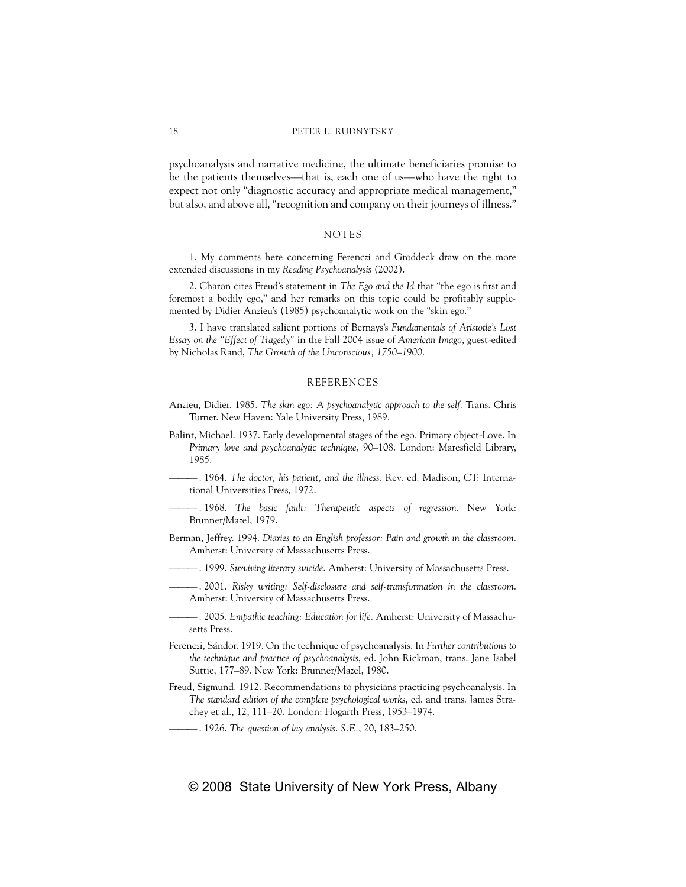psychoanalysis and narrative medicine, the ultimate beneficiaries promise to be the patients themselves—that is, each one of us—who have the right to expect not only "diagnostic accuracy and appropriate medical management," but also, and above all, "recognition and company on their journeys of illness."

## NOTES

1. My comments here concerning Ferenczi and Groddeck draw on the more extended discussions in my *Reading Psychoanalysis* (2002).

2. Charon cites Freud's statement in *The Ego and the Id* that "the ego is first and foremost a bodily ego," and her remarks on this topic could be profitably supplemented by Didier Anzieu's (1985) psychoanalytic work on the "skin ego."

3. I have translated salient portions of Bernays's *Fundamentals of Aristotle's Lost Essay on the "Effect of Tragedy"* in the Fall 2004 issue of *American Imago*, guest-edited by Nicholas Rand, *The Growth of the Unconscious, 1750–1900*.

## REFERENCES

Anzieu, Didier. 1985. *The skin ego: A psychoanalytic approach to the self*. Trans. Chris Turner. New Haven: Yale University Press, 1989.

Balint, Michael. 1937. Early developmental stages of the ego. Primary object-Love. In *Primary love and psychoanalytic technique*, 90–108. London: Maresfield Library, 1985.

———. 1964. *The doctor, his patient, and the illness*. Rev. ed. Madison, CT: International Universities Press, 1972.

———. 1968. *The basic fault: Therapeutic aspects of regression*. New York: Brunner/Mazel, 1979.

Berman, Jeffrey. 1994. *Diaries to an English professor: Pain and growth in the classroom*. Amherst: University of Massachusetts Press.

———. 1999. *Surviving literary suicide*. Amherst: University of Massachusetts Press.

———. 2001. *Risky writing: Self-disclosure and self-transformation in the classroom*. Amherst: University of Massachusetts Press.

———. 2005. *Empathic teaching: Education for life*. Amherst: University of Massachusetts Press.

Ferenczi, Sándor. 1919. On the technique of psychoanalysis. In *Further contributions to the technique and practice of psychoanalysis*, ed. John Rickman, trans. Jane Isabel Suttie, 177–89. New York: Brunner/Mazel, 1980.

Freud, Sigmund. 1912. Recommendations to physicians practicing psychoanalysis. In *The standard edition of the complete psychological works*, ed. and trans. James Strachey et al., 12, 111–20. London: Hogarth Press, 1953–1974.

———. 1926. *The question of lay analysis*. *S.E.*, 20, 183–250.

© 2008 State University of New York Press, Albany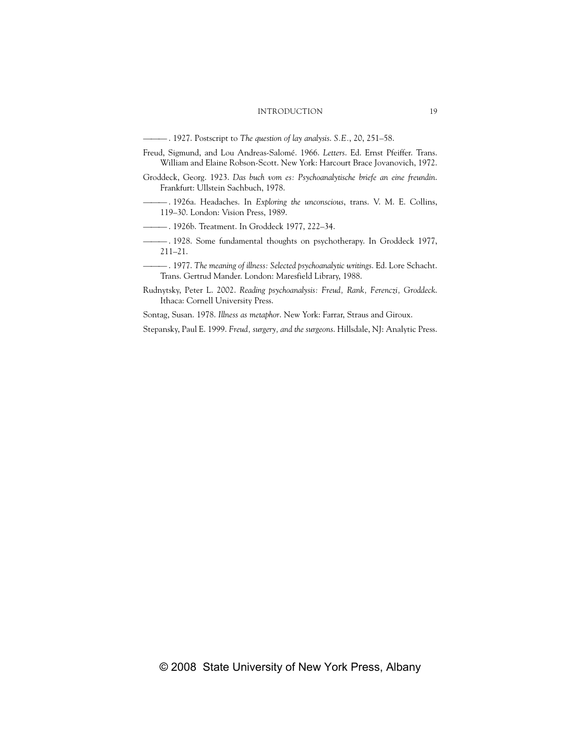———. 1927. Postscript to *The question of lay analysis*. *S.E.*, 20, 251–58.

Freud, Sigmund, and Lou Andreas-Salomé. 1966. *Letters*. Ed. Ernst Pfeiffer. Trans. William and Elaine Robson-Scott. New York: Harcourt Brace Jovanovich, 1972.

Groddeck, Georg. 1923. *Das buch vom es: Psychoanalytische briefe an eine freundin*. Frankfurt: Ullstein Sachbuch, 1978.

———. 1926a. Headaches. In *Exploring the unconscious*, trans. V. M. E. Collins, 119–30. London: Vision Press, 1989.

———. 1926b. Treatment. In Groddeck 1977, 222–34.

———. 1928. Some fundamental thoughts on psychotherapy. In Groddeck 1977, 211–21.

———. 1977. *The meaning of illness: Selected psychoanalytic writings*. Ed. Lore Schacht. Trans. Gertrud Mander. London: Maresfield Library, 1988.

Rudnytsky, Peter L. 2002. *Reading psychoanalysis: Freud, Rank, Ferenczi, Groddeck*. Ithaca: Cornell University Press.

Sontag, Susan. 1978. *Illness as metaphor*. New York: Farrar, Straus and Giroux.

Stepansky, Paul E. 1999. *Freud, surgery, and the surgeons*. Hillsdale, NJ: Analytic Press.

© 2008 State University of New York Press, Albany